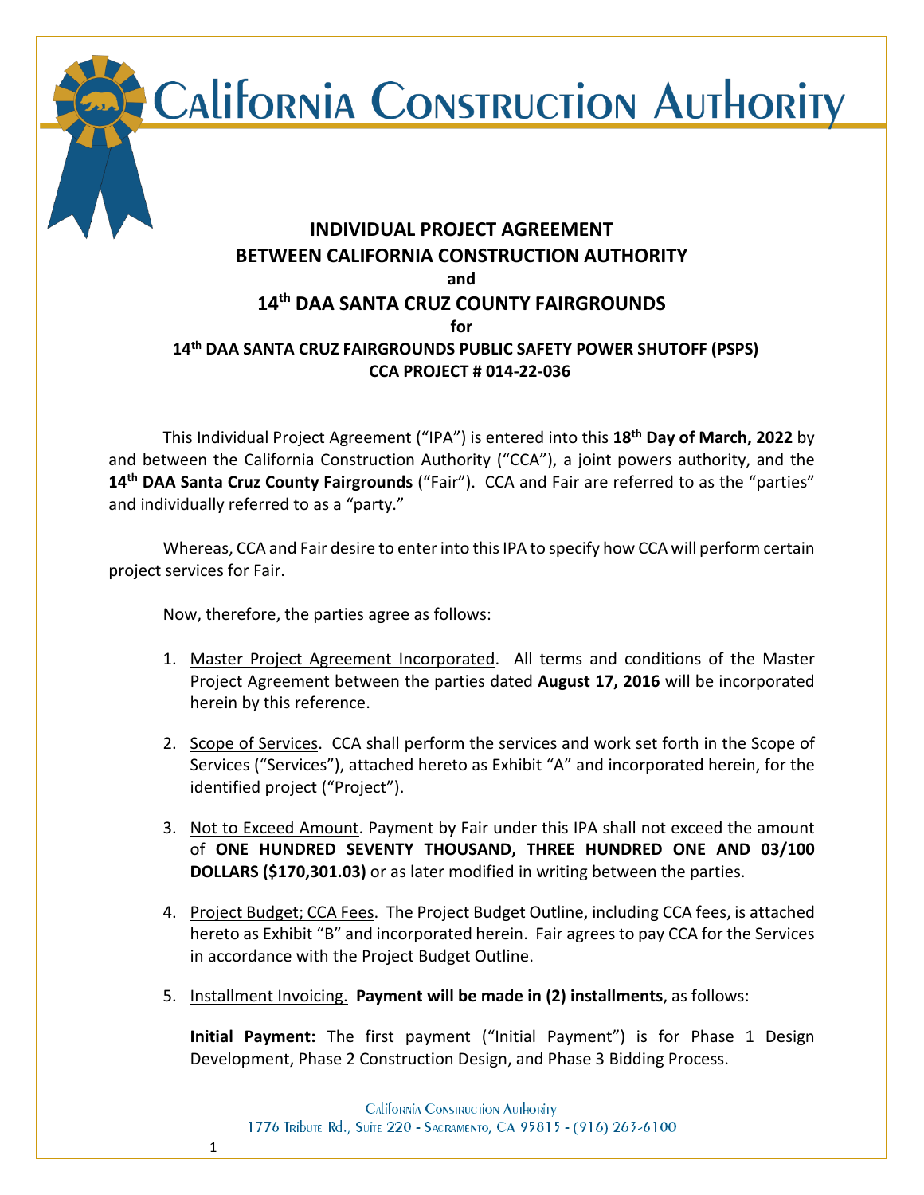# INDIVIDUAL PROJECT AGREEMENT BETWEEN CALIFORNIA CONSTRUCTION AUTHORITY

**and**

## 14th DAA SANTA CRUZ COUNTY FAIRGROUNDS

**for**

### 14th DAA SANTA CRUZ FAIRGROUNDS PUBLIC SAFETY POWER SHUTOFF (PSPS) CCA PROJECT # 014-22-036

This Individual Project Agreement ("IPA") is entered into this **18th Day of March, 2022** by and between the California Construction Authority ("CCA"), a joint powers authority, and the **14th DAA Santa Cruz County Fairgrounds** ("Fair"). CCA and Fair are referred to as the "parties" and individually referred to as a "party."

Whereas, CCA and Fair desire to enter into this IPA to specify how CCA will perform certain project services for Fair.

Now, therefore, the parties agree as follows:

1. Master Project Agreement Incorporated. All terms and conditions of the Master Project Agreement between the parties dated **August 17, 2016** will be incorporated herein by this reference.

2. Scope of Services. CCA shall perform the services and work set forth in the Scope of Services ("Services"), attached hereto as Exhibit "A" and incorporated herein, for the identified project ("Project").

3. Not to Exceed Amount. Payment by Fair under this IPA shall not exceed the amount of **ONE HUNDRED SEVENTY THOUSAND, THREE HUNDRED ONE AND 03/100 DOLLARS ($170,301.03)** or as later modified in writing between the parties.

4. Project Budget; CCA Fees. The Project Budget Outline, including CCA fees, is attached hereto as Exhibit "B" and incorporated herein. Fair agrees to pay CCA for the Services in accordance with the Project Budget Outline.

5. Installment Invoicing. **Payment will be made in (2) installments**, as follows:

   **Initial Payment:** The first payment ("Initial Payment") is for Phase 1 Design Development, Phase 2 Construction Design, and Phase 3 Bidding Process.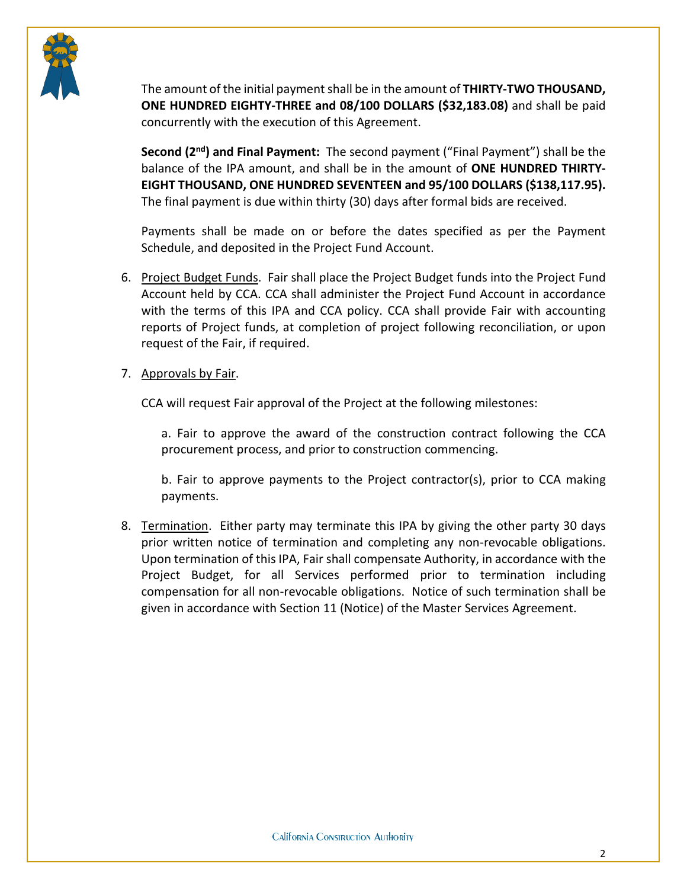The amount of the initial payment shall be in the amount of **THIRTY-TWO THOUSAND, ONE HUNDRED EIGHTY-THREE and 08/100 DOLLARS ($32,183.08)** and shall be paid concurrently with the execution of this Agreement.

**Second (2nd) and Final Payment:** The second payment ("Final Payment") shall be the balance of the IPA amount, and shall be in the amount of **ONE HUNDRED THIRTY-EIGHT THOUSAND, ONE HUNDRED SEVENTEEN and 95/100 DOLLARS ($138,117.95).** The final payment is due within thirty (30) days after formal bids are received.

Payments shall be made on or before the dates specified as per the Payment Schedule, and deposited in the Project Fund Account.

6. Project Budget Funds. Fair shall place the Project Budget funds into the Project Fund Account held by CCA. CCA shall administer the Project Fund Account in accordance with the terms of this IPA and CCA policy. CCA shall provide Fair with accounting reports of Project funds, at completion of project following reconciliation, or upon request of the Fair, if required.

7. Approvals by Fair.

   CCA will request Fair approval of the Project at the following milestones:

   a. Fair to approve the award of the construction contract following the CCA procurement process, and prior to construction commencing.

   b. Fair to approve payments to the Project contractor(s), prior to CCA making payments.

8. Termination. Either party may terminate this IPA by giving the other party 30 days prior written notice of termination and completing any non-revocable obligations. Upon termination of this IPA, Fair shall compensate Authority, in accordance with the Project Budget, for all Services performed prior to termination including compensation for all non-revocable obligations. Notice of such termination shall be given in accordance with Section 11 (Notice) of the Master Services Agreement.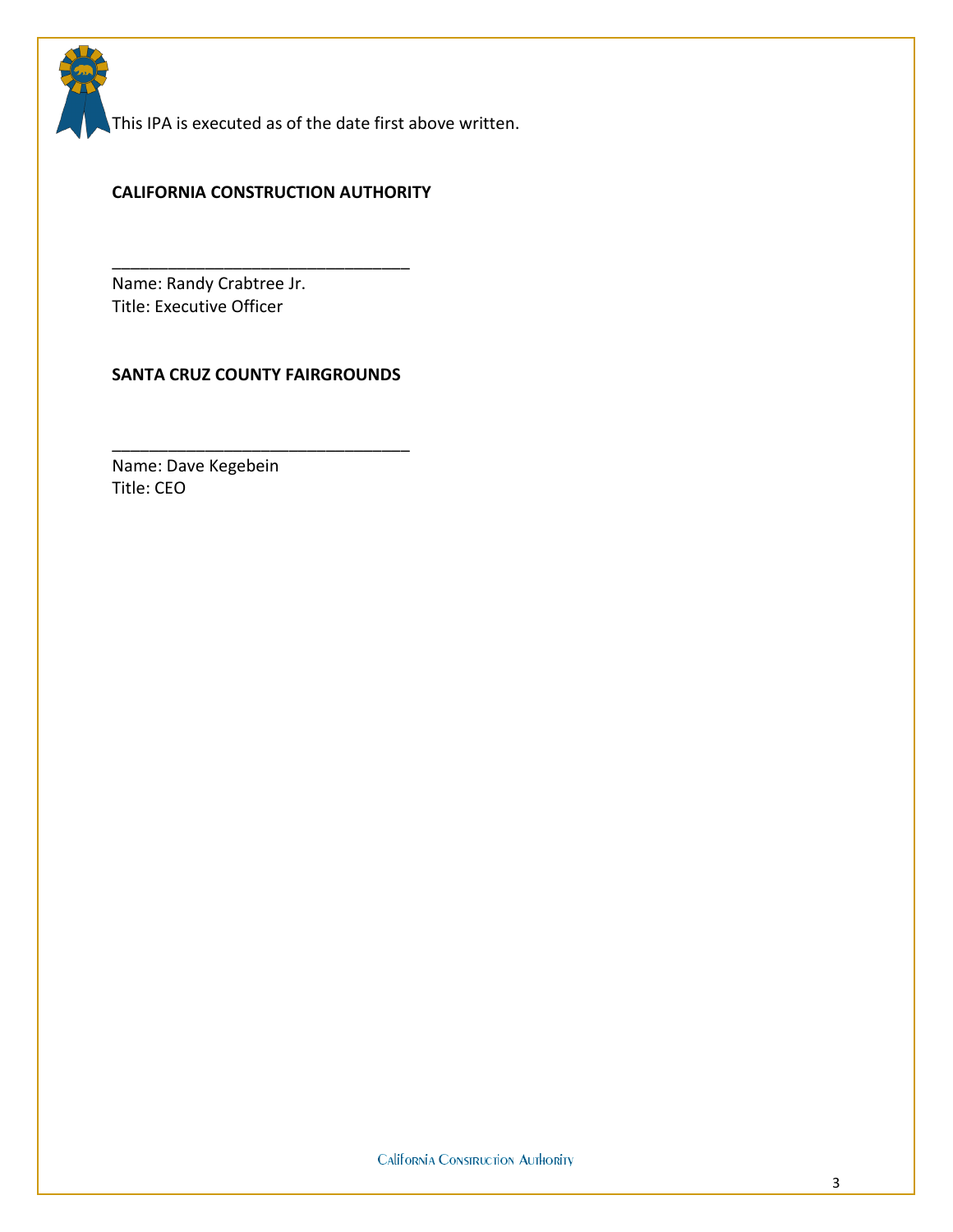This IPA is executed as of the date first above written.

**CALIFORNIA CONSTRUCTION AUTHORITY**

\_\_\_\_\_\_\_\_\_\_\_\_\_\_\_\_\_\_\_\_\_\_\_\_\_\_\_\_\_\_\_\_

Name: Randy Crabtree Jr.
Title: Executive Officer

**SANTA CRUZ COUNTY FAIRGROUNDS**

\_\_\_\_\_\_\_\_\_\_\_\_\_\_\_\_\_\_\_\_\_\_\_\_\_\_\_\_\_\_\_\_

Name: Dave Kegebein
Title: CEO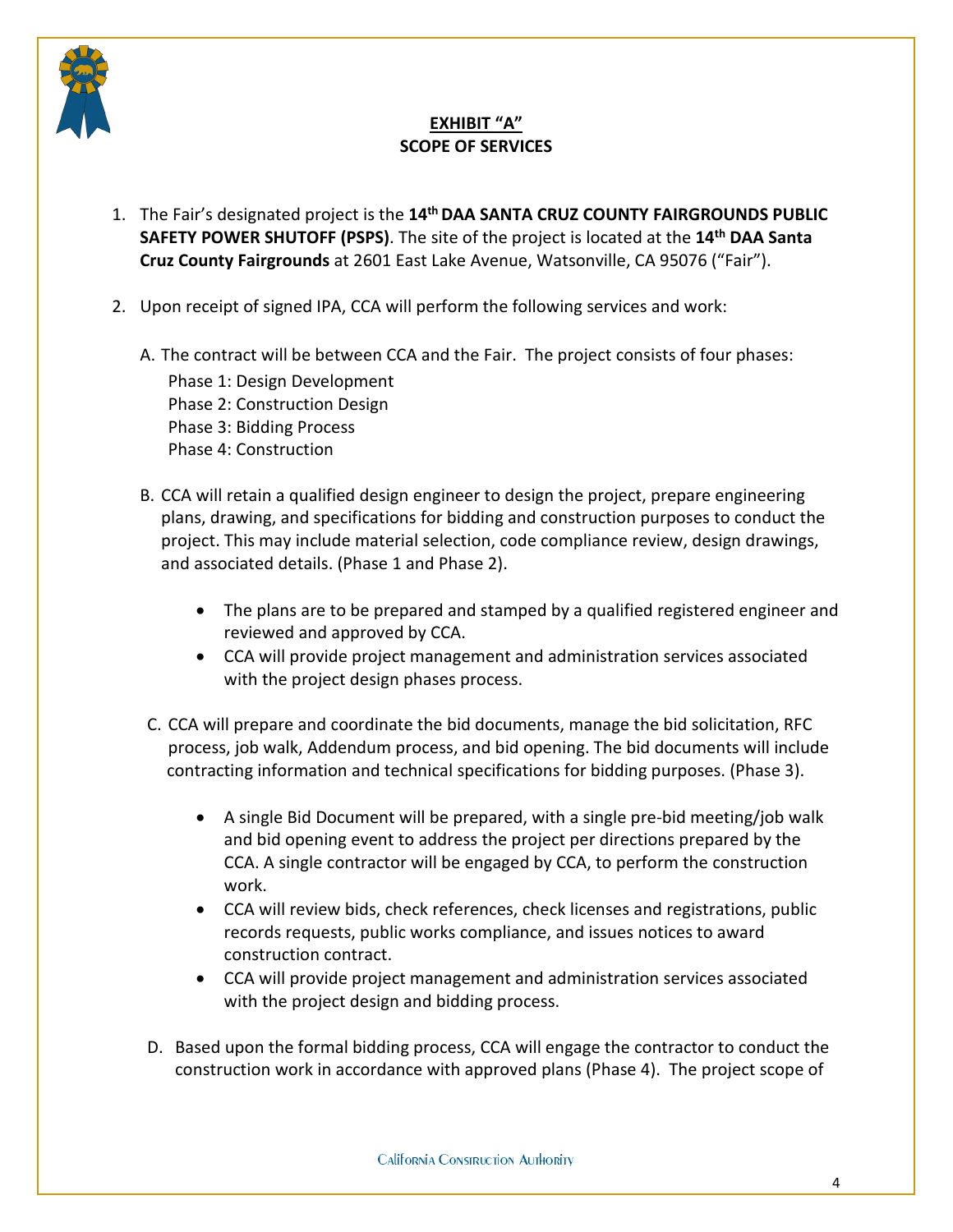**EXHIBIT "A"**
**SCOPE OF SERVICES**

1. The Fair's designated project is the **14th DAA SANTA CRUZ COUNTY FAIRGROUNDS PUBLIC SAFETY POWER SHUTOFF (PSPS)**. The site of the project is located at the **14th DAA Santa Cruz County Fairgrounds** at 2601 East Lake Avenue, Watsonville, CA 95076 ("Fair").

2. Upon receipt of signed IPA, CCA will perform the following services and work:

   A. The contract will be between CCA and the Fair. The project consists of four phases:
      Phase 1: Design Development
      Phase 2: Construction Design
      Phase 3: Bidding Process
      Phase 4: Construction

   B. CCA will retain a qualified design engineer to design the project, prepare engineering plans, drawing, and specifications for bidding and construction purposes to conduct the project. This may include material selection, code compliance review, design drawings, and associated details. (Phase 1 and Phase 2).

      - The plans are to be prepared and stamped by a qualified registered engineer and reviewed and approved by CCA.
      - CCA will provide project management and administration services associated with the project design phases process.

   C. CCA will prepare and coordinate the bid documents, manage the bid solicitation, RFC process, job walk, Addendum process, and bid opening. The bid documents will include contracting information and technical specifications for bidding purposes. (Phase 3).

      - A single Bid Document will be prepared, with a single pre-bid meeting/job walk and bid opening event to address the project per directions prepared by the CCA. A single contractor will be engaged by CCA, to perform the construction work.
      - CCA will review bids, check references, check licenses and registrations, public records requests, public works compliance, and issues notices to award construction contract.
      - CCA will provide project management and administration services associated with the project design and bidding process.

   D. Based upon the formal bidding process, CCA will engage the contractor to conduct the construction work in accordance with approved plans (Phase 4). The project scope of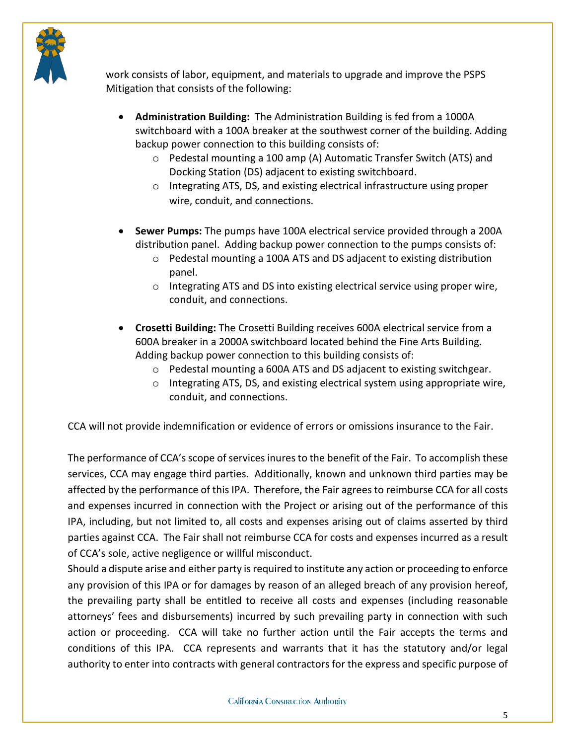work consists of labor, equipment, and materials to upgrade and improve the PSPS Mitigation that consists of the following:

- **Administration Building:** The Administration Building is fed from a 1000A switchboard with a 100A breaker at the southwest corner of the building. Adding backup power connection to this building consists of:
  - Pedestal mounting a 100 amp (A) Automatic Transfer Switch (ATS) and Docking Station (DS) adjacent to existing switchboard.
  - Integrating ATS, DS, and existing electrical infrastructure using proper wire, conduit, and connections.

- **Sewer Pumps:** The pumps have 100A electrical service provided through a 200A distribution panel. Adding backup power connection to the pumps consists of:
  - Pedestal mounting a 100A ATS and DS adjacent to existing distribution panel.
  - Integrating ATS and DS into existing electrical service using proper wire, conduit, and connections.

- **Crosetti Building:** The Crosetti Building receives 600A electrical service from a 600A breaker in a 2000A switchboard located behind the Fine Arts Building. Adding backup power connection to this building consists of:
  - Pedestal mounting a 600A ATS and DS adjacent to existing switchgear.
  - Integrating ATS, DS, and existing electrical system using appropriate wire, conduit, and connections.

CCA will not provide indemnification or evidence of errors or omissions insurance to the Fair.

The performance of CCA's scope of services inures to the benefit of the Fair. To accomplish these services, CCA may engage third parties. Additionally, known and unknown third parties may be affected by the performance of this IPA. Therefore, the Fair agrees to reimburse CCA for all costs and expenses incurred in connection with the Project or arising out of the performance of this IPA, including, but not limited to, all costs and expenses arising out of claims asserted by third parties against CCA. The Fair shall not reimburse CCA for costs and expenses incurred as a result of CCA's sole, active negligence or willful misconduct.

Should a dispute arise and either party is required to institute any action or proceeding to enforce any provision of this IPA or for damages by reason of an alleged breach of any provision hereof, the prevailing party shall be entitled to receive all costs and expenses (including reasonable attorneys' fees and disbursements) incurred by such prevailing party in connection with such action or proceeding. CCA will take no further action until the Fair accepts the terms and conditions of this IPA. CCA represents and warrants that it has the statutory and/or legal authority to enter into contracts with general contractors for the express and specific purpose of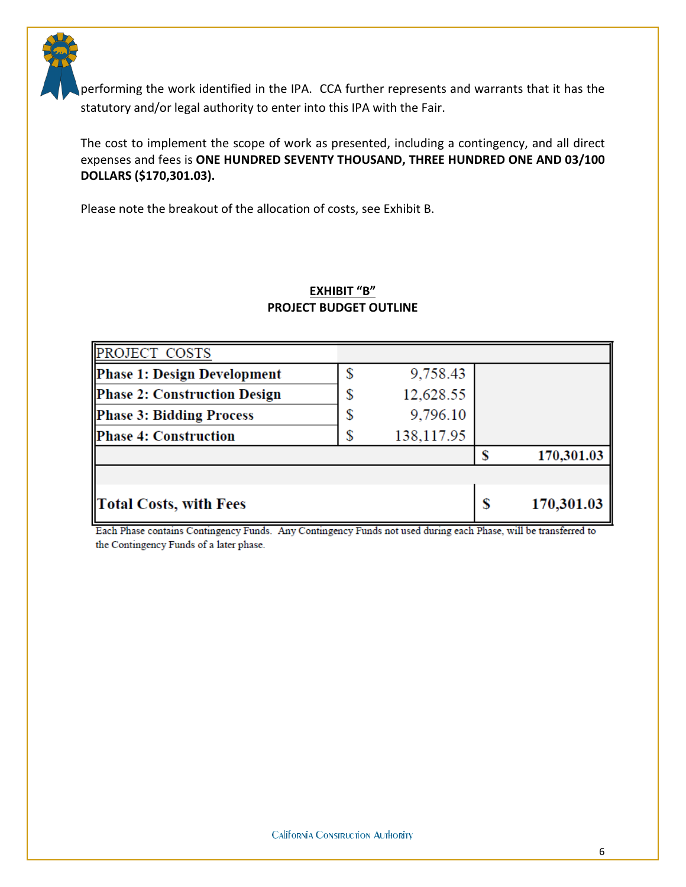performing the work identified in the IPA. CCA further represents and warrants that it has the statutory and/or legal authority to enter into this IPA with the Fair.

The cost to implement the scope of work as presented, including a contingency, and all direct expenses and fees is **ONE HUNDRED SEVENTY THOUSAND, THREE HUNDRED ONE AND 03/100 DOLLARS ($170,301.03).**

Please note the breakout of the allocation of costs, see Exhibit B.

**EXHIBIT "B"**
**PROJECT BUDGET OUTLINE**

| PROJECT COSTS | | | | |
|---|---|---|---|---|
| **Phase 1: Design Development** | $ | 9,758.43 | | |
| **Phase 2: Construction Design** | $ | 12,628.55 | | |
| **Phase 3: Bidding Process** | $ | 9,796.10 | | |
| **Phase 4: Construction** | $ | 138,117.95 | | |
| | | | **$** | **170,301.03** |
| | | | | |
| **Total Costs, with Fees** | | | **$** | **170,301.03** |

Each Phase contains Contingency Funds. Any Contingency Funds not used during each Phase, will be transferred to the Contingency Funds of a later phase.